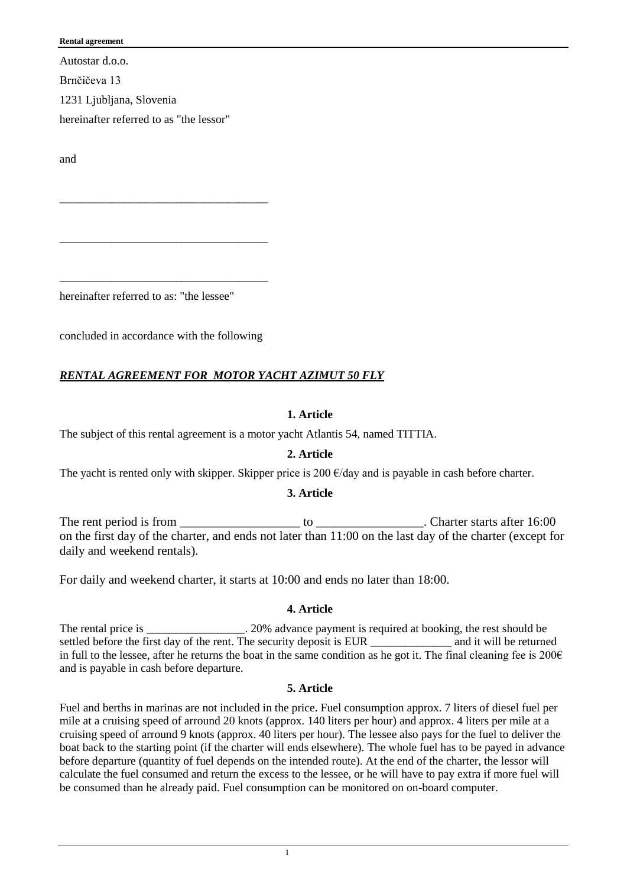Autostar d.o.o.

Brnčičeva 13

1231 Ljubljana, Slovenia

hereinafter referred to as "the lessor"

and

\_\_\_\_\_\_\_\_\_\_\_\_\_\_\_\_\_\_\_\_\_\_\_\_\_\_\_\_\_\_\_\_\_\_\_\_

\_\_\_\_\_\_\_\_\_\_\_\_\_\_\_\_\_\_\_\_\_\_\_\_\_\_\_\_\_\_\_\_\_\_\_\_

\_\_\_\_\_\_\_\_\_\_\_\_\_\_\_\_\_\_\_\_\_\_\_\_\_\_\_\_\_\_\_\_\_\_\_\_

hereinafter referred to as: "the lessee"

concluded in accordance with the following

***RENTAL AGREEMENT FOR MOTOR YACHT AZIMUT 50 FLY***

**1. Article**

The subject of this rental agreement is a motor yacht Atlantis 54, named TITTIA.

**2. Article**

The yacht is rented only with skipper. Skipper price is 200 €/day and is payable in cash before charter.

**3. Article**

The rent period is from \_\_\_\_\_\_\_\_\_\_\_\_\_\_\_\_\_\_\_ to \_\_\_\_\_\_\_\_\_\_\_\_\_\_\_\_\_. Charter starts after 16:00 on the first day of the charter, and ends not later than 11:00 on the last day of the charter (except for daily and weekend rentals).

For daily and weekend charter, it starts at 10:00 and ends no later than 18:00.

**4. Article**

The rental price is \_\_\_\_\_\_\_\_\_\_\_\_\_\_\_\_\_. 20% advance payment is required at booking, the rest should be settled before the first day of the rent. The security deposit is EUR \_\_\_\_\_\_\_\_\_\_\_\_\_\_ and it will be returned in full to the lessee, after he returns the boat in the same condition as he got it. The final cleaning fee is 200€ and is payable in cash before departure.

**5. Article**

Fuel and berths in marinas are not included in the price. Fuel consumption approx. 7 liters of diesel fuel per mile at a cruising speed of arround 20 knots (approx. 140 liters per hour) and approx. 4 liters per mile at a cruising speed of arround 9 knots (approx. 40 liters per hour). The lessee also pays for the fuel to deliver the boat back to the starting point (if the charter will ends elsewhere). The whole fuel has to be payed in advance before departure (quantity of fuel depends on the intended route). At the end of the charter, the lessor will calculate the fuel consumed and return the excess to the lessee, or he will have to pay extra if more fuel will be consumed than he already paid. Fuel consumption can be monitored on on-board computer.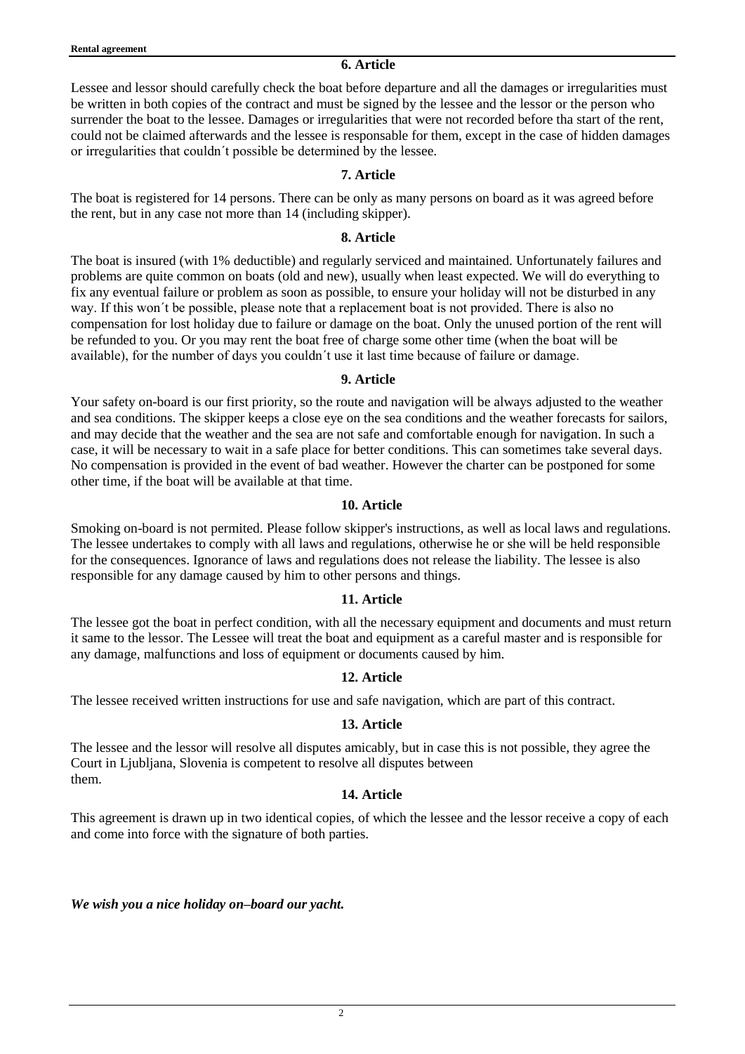### 6. Article

Lessee and lessor should carefully check the boat before departure and all the damages or irregularities must be written in both copies of the contract and must be signed by the lessee and the lessor or the person who surrender the boat to the lessee. Damages or irregularities that were not recorded before tha start of the rent, could not be claimed afterwards and the lessee is responsable for them, except in the case of hidden damages or irregularities that couldn´t possible be determined by the lessee.

### 7. Article

The boat is registered for 14 persons. There can be only as many persons on board as it was agreed before the rent, but in any case not more than 14 (including skipper).

### 8. Article

The boat is insured (with 1% deductible) and regularly serviced and maintained. Unfortunately failures and problems are quite common on boats (old and new), usually when least expected. We will do everything to fix any eventual failure or problem as soon as possible, to ensure your holiday will not be disturbed in any way. If this won´t be possible, please note that a replacement boat is not provided. There is also no compensation for lost holiday due to failure or damage on the boat. Only the unused portion of the rent will be refunded to you. Or you may rent the boat free of charge some other time (when the boat will be available), for the number of days you couldn´t use it last time because of failure or damage.

### 9. Article

Your safety on-board is our first priority, so the route and navigation will be always adjusted to the weather and sea conditions. The skipper keeps a close eye on the sea conditions and the weather forecasts for sailors, and may decide that the weather and the sea are not safe and comfortable enough for navigation. In such a case, it will be necessary to wait in a safe place for better conditions. This can sometimes take several days. No compensation is provided in the event of bad weather. However the charter can be postponed for some other time, if the boat will be available at that time.

### 10. Article

Smoking on-board is not permited. Please follow skipper's instructions, as well as local laws and regulations. The lessee undertakes to comply with all laws and regulations, otherwise he or she will be held responsible for the consequences. Ignorance of laws and regulations does not release the liability. The lessee is also responsible for any damage caused by him to other persons and things.

### 11. Article

The lessee got the boat in perfect condition, with all the necessary equipment and documents and must return it same to the lessor. The Lessee will treat the boat and equipment as a careful master and is responsible for any damage, malfunctions and loss of equipment or documents caused by him.

### 12. Article

The lessee received written instructions for use and safe navigation, which are part of this contract.

### 13. Article

The lessee and the lessor will resolve all disputes amicably, but in case this is not possible, they agree the Court in Ljubljana, Slovenia is competent to resolve all disputes between them.

### 14. Article

This agreement is drawn up in two identical copies, of which the lessee and the lessor receive a copy of each and come into force with the signature of both parties.

***We wish you a nice holiday on–board our yacht.***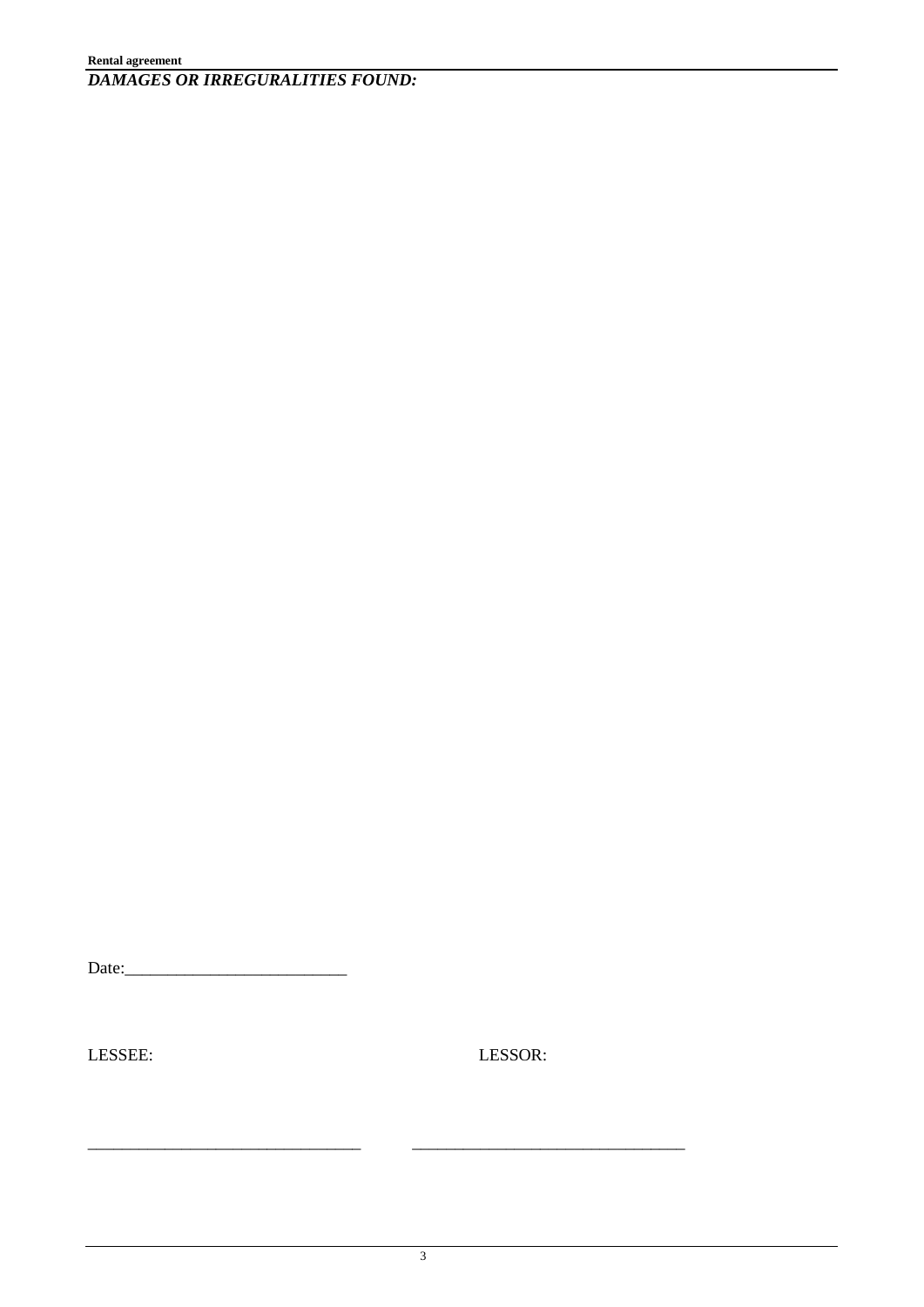***DAMAGES OR IRREGURALITIES FOUND:***

Date:_________________________

LESSEE: LESSOR:

_______________________________ _______________________________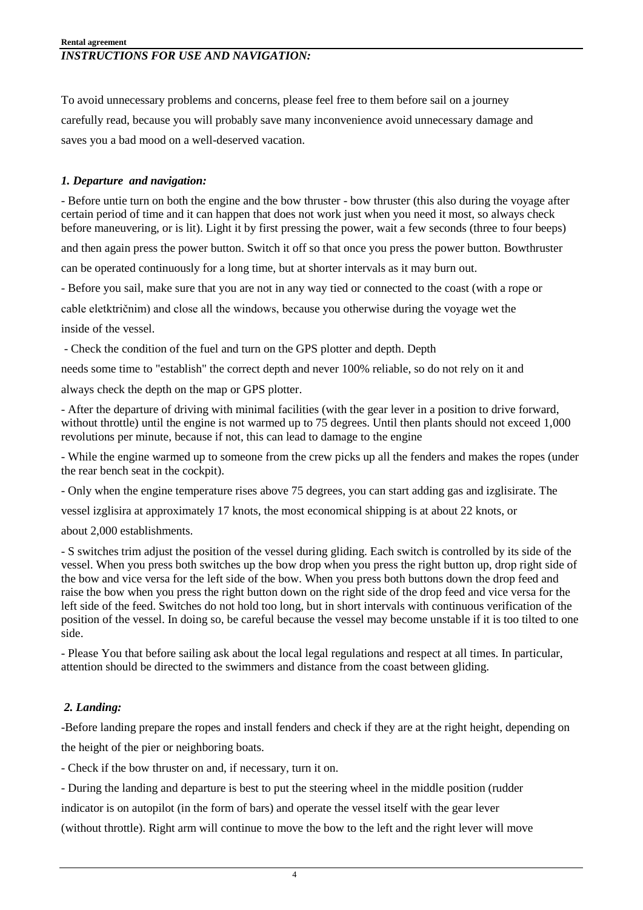**Rental agreement**

***INSTRUCTIONS FOR USE AND NAVIGATION:***

To avoid unnecessary problems and concerns, please feel free to them before sail on a journey carefully read, because you will probably save many inconvenience avoid unnecessary damage and saves you a bad mood on a well-deserved vacation.

***1. Departure and navigation:***

- Before untie turn on both the engine and the bow thruster - bow thruster (this also during the voyage after certain period of time and it can happen that does not work just when you need it most, so always check before maneuvering, or is lit). Light it by first pressing the power, wait a few seconds (three to four beeps) and then again press the power button. Switch it off so that once you press the power button. Bowthruster can be operated continuously for a long time, but at shorter intervals as it may burn out.

- Before you sail, make sure that you are not in any way tied or connected to the coast (with a rope or cable eletktričnim) and close all the windows, because you otherwise during the voyage wet the inside of the vessel.

- Check the condition of the fuel and turn on the GPS plotter and depth. Depth needs some time to "establish" the correct depth and never 100% reliable, so do not rely on it and always check the depth on the map or GPS plotter.

- After the departure of driving with minimal facilities (with the gear lever in a position to drive forward, without throttle) until the engine is not warmed up to 75 degrees. Until then plants should not exceed 1,000 revolutions per minute, because if not, this can lead to damage to the engine

- While the engine warmed up to someone from the crew picks up all the fenders and makes the ropes (under the rear bench seat in the cockpit).

- Only when the engine temperature rises above 75 degrees, you can start adding gas and izglisirate. The vessel izglisira at approximately 17 knots, the most economical shipping is at about 22 knots, or about 2,000 establishments.

- S switches trim adjust the position of the vessel during gliding. Each switch is controlled by its side of the vessel. When you press both switches up the bow drop when you press the right button up, drop right side of the bow and vice versa for the left side of the bow. When you press both buttons down the drop feed and raise the bow when you press the right button down on the right side of the drop feed and vice versa for the left side of the feed. Switches do not hold too long, but in short intervals with continuous verification of the position of the vessel. In doing so, be careful because the vessel may become unstable if it is too tilted to one side.

- Please You that before sailing ask about the local legal regulations and respect at all times. In particular, attention should be directed to the swimmers and distance from the coast between gliding.

***2. Landing:***

-Before landing prepare the ropes and install fenders and check if they are at the right height, depending on the height of the pier or neighboring boats.

- Check if the bow thruster on and, if necessary, turn it on.

- During the landing and departure is best to put the steering wheel in the middle position (rudder indicator is on autopilot (in the form of bars) and operate the vessel itself with the gear lever (without throttle). Right arm will continue to move the bow to the left and the right lever will move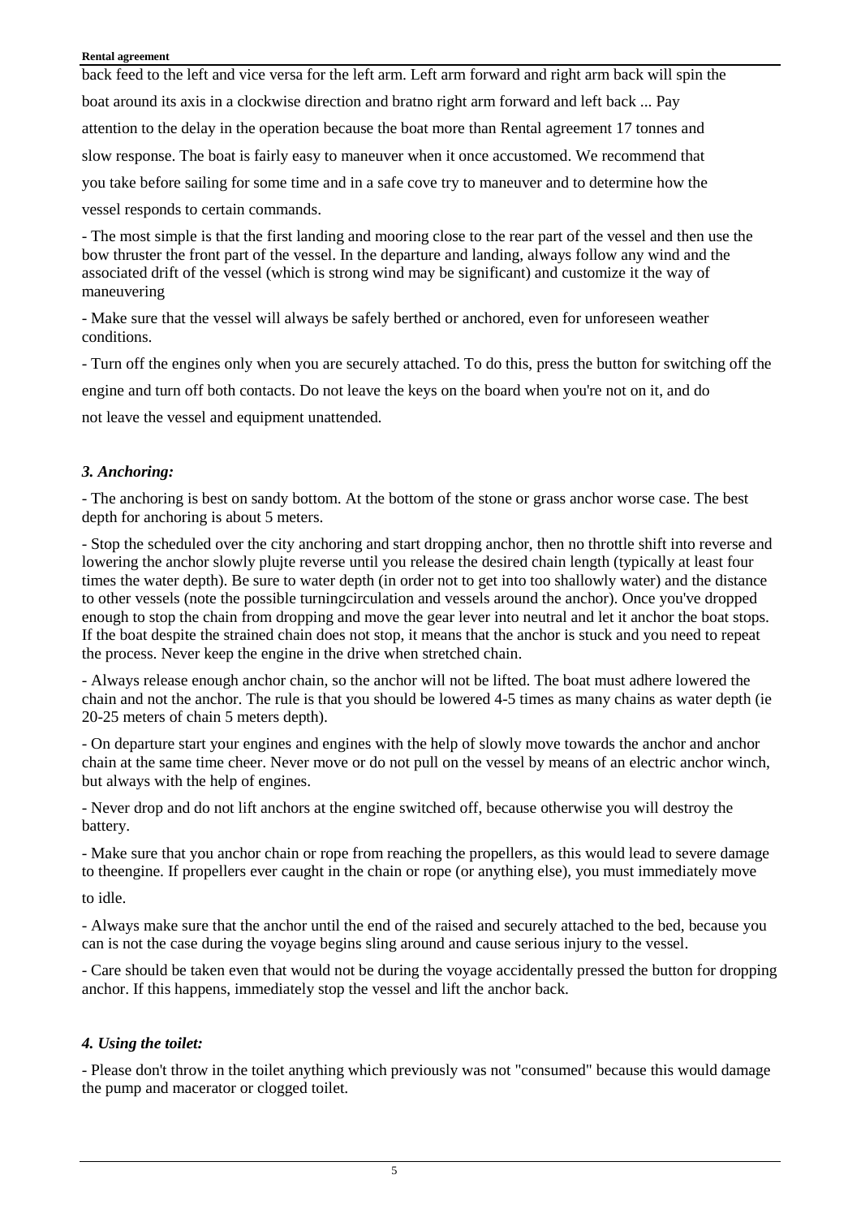back feed to the left and vice versa for the left arm. Left arm forward and right arm back will spin the boat around its axis in a clockwise direction and bratno right arm forward and left back ... Pay attention to the delay in the operation because the boat more than Rental agreement 17 tonnes and slow response. The boat is fairly easy to maneuver when it once accustomed. We recommend that you take before sailing for some time and in a safe cove try to maneuver and to determine how the vessel responds to certain commands.

- The most simple is that the first landing and mooring close to the rear part of the vessel and then use the bow thruster the front part of the vessel. In the departure and landing, always follow any wind and the associated drift of the vessel (which is strong wind may be significant) and customize it the way of maneuvering

- Make sure that the vessel will always be safely berthed or anchored, even for unforeseen weather conditions.

- Turn off the engines only when you are securely attached. To do this, press the button for switching off the engine and turn off both contacts. Do not leave the keys on the board when you're not on it, and do not leave the vessel and equipment unattended.

### *3. Anchoring:*

- The anchoring is best on sandy bottom. At the bottom of the stone or grass anchor worse case. The best depth for anchoring is about 5 meters.

- Stop the scheduled over the city anchoring and start dropping anchor, then no throttle shift into reverse and lowering the anchor slowly plujte reverse until you release the desired chain length (typically at least four times the water depth). Be sure to water depth (in order not to get into too shallowly water) and the distance to other vessels (note the possible turningcirculation and vessels around the anchor). Once you've dropped enough to stop the chain from dropping and move the gear lever into neutral and let it anchor the boat stops. If the boat despite the strained chain does not stop, it means that the anchor is stuck and you need to repeat the process. Never keep the engine in the drive when stretched chain.

- Always release enough anchor chain, so the anchor will not be lifted. The boat must adhere lowered the chain and not the anchor. The rule is that you should be lowered 4-5 times as many chains as water depth (ie 20-25 meters of chain 5 meters depth).

- On departure start your engines and engines with the help of slowly move towards the anchor and anchor chain at the same time cheer. Never move or do not pull on the vessel by means of an electric anchor winch, but always with the help of engines.

- Never drop and do not lift anchors at the engine switched off, because otherwise you will destroy the battery.

- Make sure that you anchor chain or rope from reaching the propellers, as this would lead to severe damage to theengine. If propellers ever caught in the chain or rope (or anything else), you must immediately move to idle.

- Always make sure that the anchor until the end of the raised and securely attached to the bed, because you can is not the case during the voyage begins sling around and cause serious injury to the vessel.

- Care should be taken even that would not be during the voyage accidentally pressed the button for dropping anchor. If this happens, immediately stop the vessel and lift the anchor back.

### *4. Using the toilet:*

- Please don't throw in the toilet anything which previously was not "consumed" because this would damage the pump and macerator or clogged toilet.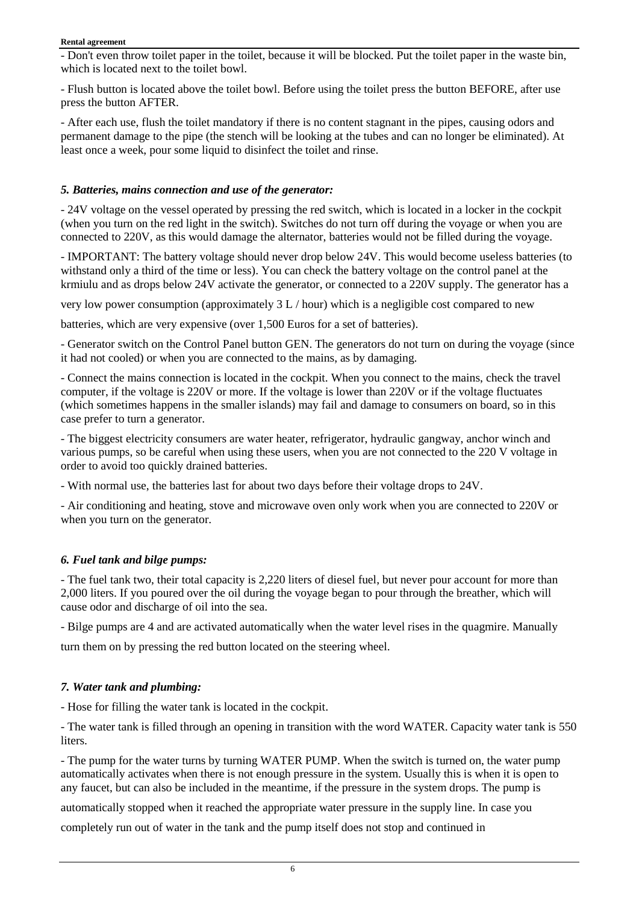- Don't even throw toilet paper in the toilet, because it will be blocked. Put the toilet paper in the waste bin, which is located next to the toilet bowl.

- Flush button is located above the toilet bowl. Before using the toilet press the button BEFORE, after use press the button AFTER.

- After each use, flush the toilet mandatory if there is no content stagnant in the pipes, causing odors and permanent damage to the pipe (the stench will be looking at the tubes and can no longer be eliminated). At least once a week, pour some liquid to disinfect the toilet and rinse.

### *5. Batteries, mains connection and use of the generator:*

- 24V voltage on the vessel operated by pressing the red switch, which is located in a locker in the cockpit (when you turn on the red light in the switch). Switches do not turn off during the voyage or when you are connected to 220V, as this would damage the alternator, batteries would not be filled during the voyage.

- IMPORTANT: The battery voltage should never drop below 24V. This would become useless batteries (to withstand only a third of the time or less). You can check the battery voltage on the control panel at the krmiulu and as drops below 24V activate the generator, or connected to a 220V supply. The generator has a very low power consumption (approximately 3 L / hour) which is a negligible cost compared to new batteries, which are very expensive (over 1,500 Euros for a set of batteries).

- Generator switch on the Control Panel button GEN. The generators do not turn on during the voyage (since it had not cooled) or when you are connected to the mains, as by damaging.

- Connect the mains connection is located in the cockpit. When you connect to the mains, check the travel computer, if the voltage is 220V or more. If the voltage is lower than 220V or if the voltage fluctuates (which sometimes happens in the smaller islands) may fail and damage to consumers on board, so in this case prefer to turn a generator.

- The biggest electricity consumers are water heater, refrigerator, hydraulic gangway, anchor winch and various pumps, so be careful when using these users, when you are not connected to the 220 V voltage in order to avoid too quickly drained batteries.

- With normal use, the batteries last for about two days before their voltage drops to 24V.

- Air conditioning and heating, stove and microwave oven only work when you are connected to 220V or when you turn on the generator.

### *6. Fuel tank and bilge pumps:*

- The fuel tank two, their total capacity is 2,220 liters of diesel fuel, but never pour account for more than 2,000 liters. If you poured over the oil during the voyage began to pour through the breather, which will cause odor and discharge of oil into the sea.

- Bilge pumps are 4 and are activated automatically when the water level rises in the quagmire. Manually turn them on by pressing the red button located on the steering wheel.

### *7. Water tank and plumbing:*

- Hose for filling the water tank is located in the cockpit.

- The water tank is filled through an opening in transition with the word WATER. Capacity water tank is 550 liters.

- The pump for the water turns by turning WATER PUMP. When the switch is turned on, the water pump automatically activates when there is not enough pressure in the system. Usually this is when it is open to any faucet, but can also be included in the meantime, if the pressure in the system drops. The pump is automatically stopped when it reached the appropriate water pressure in the supply line. In case you completely run out of water in the tank and the pump itself does not stop and continued in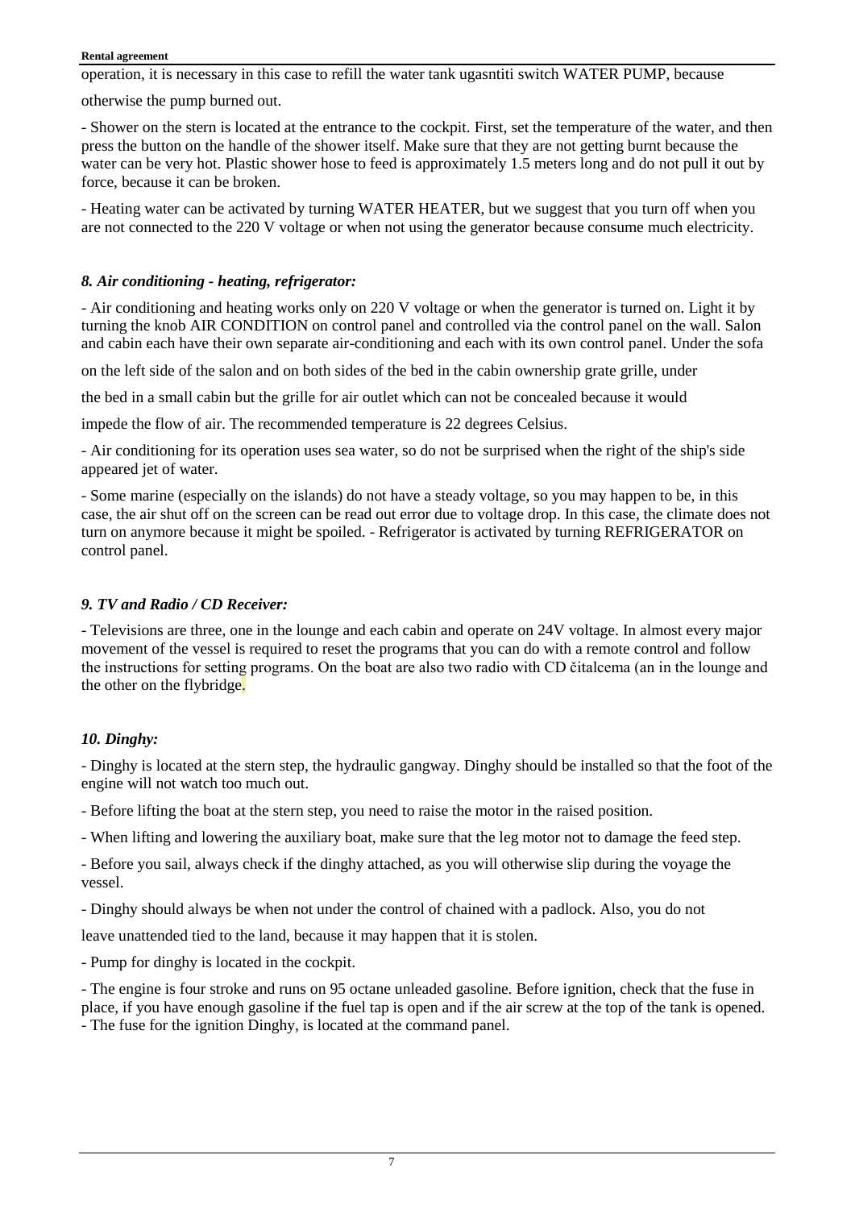operation, it is necessary in this case to refill the water tank ugasntiti switch WATER PUMP, because otherwise the pump burned out.

- Shower on the stern is located at the entrance to the cockpit. First, set the temperature of the water, and then press the button on the handle of the shower itself. Make sure that they are not getting burnt because the water can be very hot. Plastic shower hose to feed is approximately 1.5 meters long and do not pull it out by force, because it can be broken.

- Heating water can be activated by turning WATER HEATER, but we suggest that you turn off when you are not connected to the 220 V voltage or when not using the generator because consume much electricity.

### *8. Air conditioning - heating, refrigerator:*

- Air conditioning and heating works only on 220 V voltage or when the generator is turned on. Light it by turning the knob AIR CONDITION on control panel and controlled via the control panel on the wall. Salon and cabin each have their own separate air-conditioning and each with its own control panel. Under the sofa on the left side of the salon and on both sides of the bed in the cabin ownership grate grille, under the bed in a small cabin but the grille for air outlet which can not be concealed because it would impede the flow of air. The recommended temperature is 22 degrees Celsius.

- Air conditioning for its operation uses sea water, so do not be surprised when the right of the ship's side appeared jet of water.

- Some marine (especially on the islands) do not have a steady voltage, so you may happen to be, in this case, the air shut off on the screen can be read out error due to voltage drop. In this case, the climate does not turn on anymore because it might be spoiled. - Refrigerator is activated by turning REFRIGERATOR on control panel.

### *9. TV and Radio / CD Receiver:*

- Televisions are three, one in the lounge and each cabin and operate on 24V voltage. In almost every major movement of the vessel is required to reset the programs that you can do with a remote control and follow the instructions for setting programs. On the boat are also two radio with CD čitalcema (an in the lounge and the other on the flybridge.

### *10. Dinghy:*

- Dinghy is located at the stern step, the hydraulic gangway. Dinghy should be installed so that the foot of the engine will not watch too much out.

- Before lifting the boat at the stern step, you need to raise the motor in the raised position.

- When lifting and lowering the auxiliary boat, make sure that the leg motor not to damage the feed step.

- Before you sail, always check if the dinghy attached, as you will otherwise slip during the voyage the vessel.

- Dinghy should always be when not under the control of chained with a padlock. Also, you do not leave unattended tied to the land, because it may happen that it is stolen.

- Pump for dinghy is located in the cockpit.

- The engine is four stroke and runs on 95 octane unleaded gasoline. Before ignition, check that the fuse in place, if you have enough gasoline if the fuel tap is open and if the air screw at the top of the tank is opened.
- The fuse for the ignition Dinghy, is located at the command panel.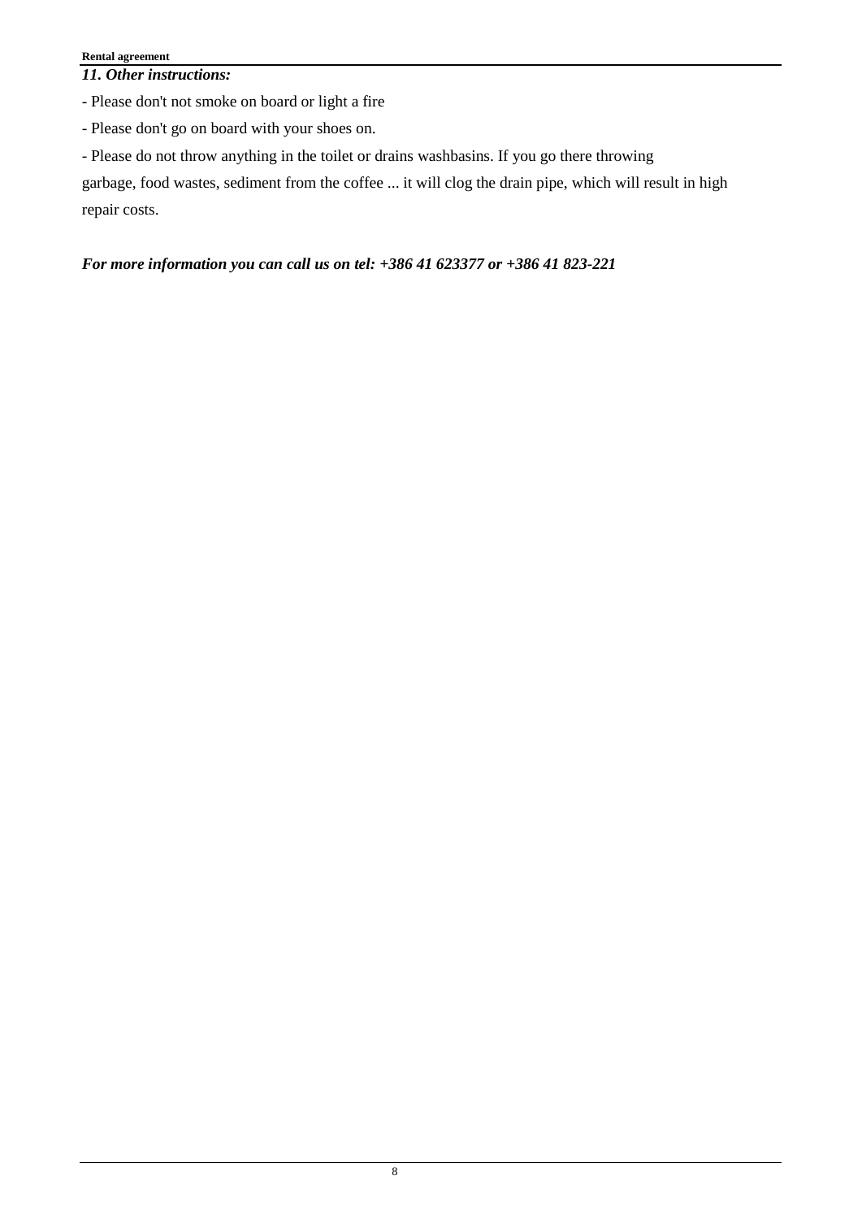### *11. Other instructions:*

- Please don't not smoke on board or light a fire
- Please don't go on board with your shoes on.
- Please do not throw anything in the toilet or drains washbasins. If you go there throwing garbage, food wastes, sediment from the coffee ... it will clog the drain pipe, which will result in high repair costs.

***For more information you can call us on tel: +386 41 623377 or +386 41 823-221***